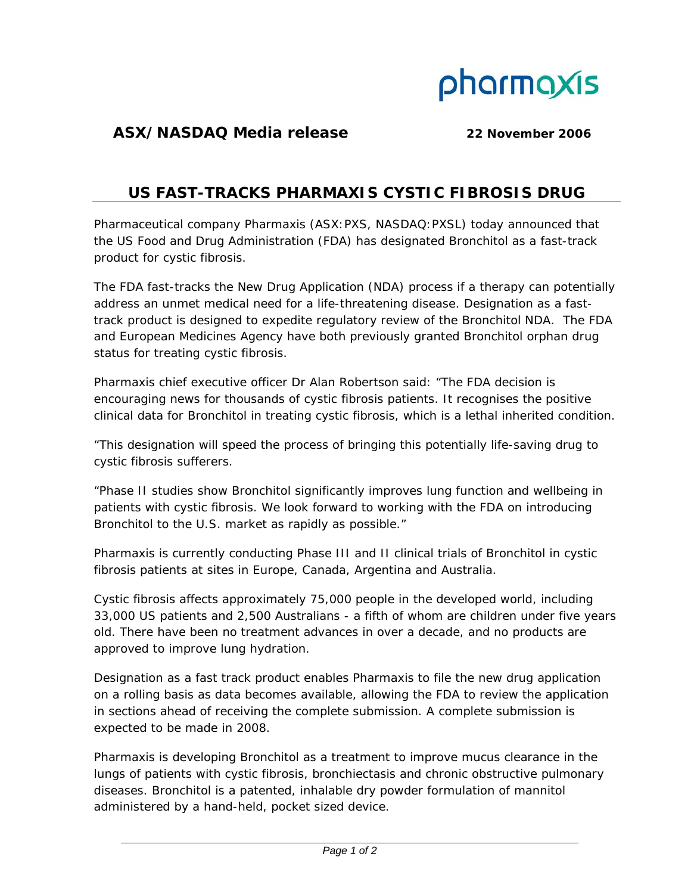pharmaxis

**ASX/NASDAQ Media release** **22 November 2006**

# US FAST-TRACKS PHARMAXIS CYSTIC FIBROSIS DRUG

Pharmaceutical company Pharmaxis (ASX:PXS, NASDAQ:PXSL) today announced that the US Food and Drug Administration (FDA) has designated Bronchitol as a fast-track product for cystic fibrosis.

The FDA fast-tracks the New Drug Application (NDA) process if a therapy can potentially address an unmet medical need for a life-threatening disease. Designation as a fast-track product is designed to expedite regulatory review of the Bronchitol NDA. The FDA and European Medicines Agency have both previously granted Bronchitol orphan drug status for treating cystic fibrosis.

Pharmaxis chief executive officer Dr Alan Robertson said: "The FDA decision is encouraging news for thousands of cystic fibrosis patients. It recognises the positive clinical data for Bronchitol in treating cystic fibrosis, which is a lethal inherited condition.

"This designation will speed the process of bringing this potentially life-saving drug to cystic fibrosis sufferers.

"Phase II studies show Bronchitol significantly improves lung function and wellbeing in patients with cystic fibrosis. We look forward to working with the FDA on introducing Bronchitol to the U.S. market as rapidly as possible."

Pharmaxis is currently conducting Phase III and II clinical trials of Bronchitol in cystic fibrosis patients at sites in Europe, Canada, Argentina and Australia.

Cystic fibrosis affects approximately 75,000 people in the developed world, including 33,000 US patients and 2,500 Australians - a fifth of whom are children under five years old. There have been no treatment advances in over a decade, and no products are approved to improve lung hydration.

Designation as a fast track product enables Pharmaxis to file the new drug application on a rolling basis as data becomes available, allowing the FDA to review the application in sections ahead of receiving the complete submission. A complete submission is expected to be made in 2008.

Pharmaxis is developing Bronchitol as a treatment to improve mucus clearance in the lungs of patients with cystic fibrosis, bronchiectasis and chronic obstructive pulmonary diseases. Bronchitol is a patented, inhalable dry powder formulation of mannitol administered by a hand-held, pocket sized device.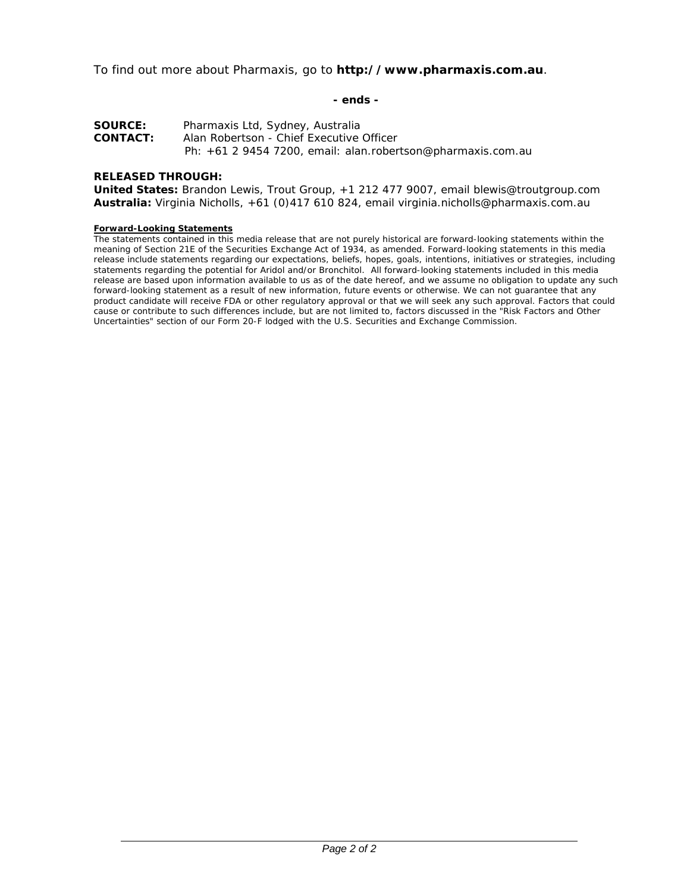To find out more about Pharmaxis, go to **http://www.pharmaxis.com.au**.

**- ends -**

**SOURCE:** Pharmaxis Ltd, Sydney, Australia
**CONTACT:** Alan Robertson - Chief Executive Officer
Ph: +61 2 9454 7200, email: alan.robertson@pharmaxis.com.au

**RELEASED THROUGH:**
**United States:** Brandon Lewis, Trout Group, +1 212 477 9007, email blewis@troutgroup.com
**Australia:** Virginia Nicholls, +61 (0)417 610 824, email virginia.nicholls@pharmaxis.com.au

**Forward-Looking Statements**

The statements contained in this media release that are not purely historical are forward-looking statements within the meaning of Section 21E of the Securities Exchange Act of 1934, as amended. Forward-looking statements in this media release include statements regarding our expectations, beliefs, hopes, goals, intentions, initiatives or strategies, including statements regarding the potential for Aridol and/or Bronchitol. All forward-looking statements included in this media release are based upon information available to us as of the date hereof, and we assume no obligation to update any such forward-looking statement as a result of new information, future events or otherwise. We can not guarantee that any product candidate will receive FDA or other regulatory approval or that we will seek any such approval. Factors that could cause or contribute to such differences include, but are not limited to, factors discussed in the "Risk Factors and Other Uncertainties" section of our Form 20-F lodged with the U.S. Securities and Exchange Commission.